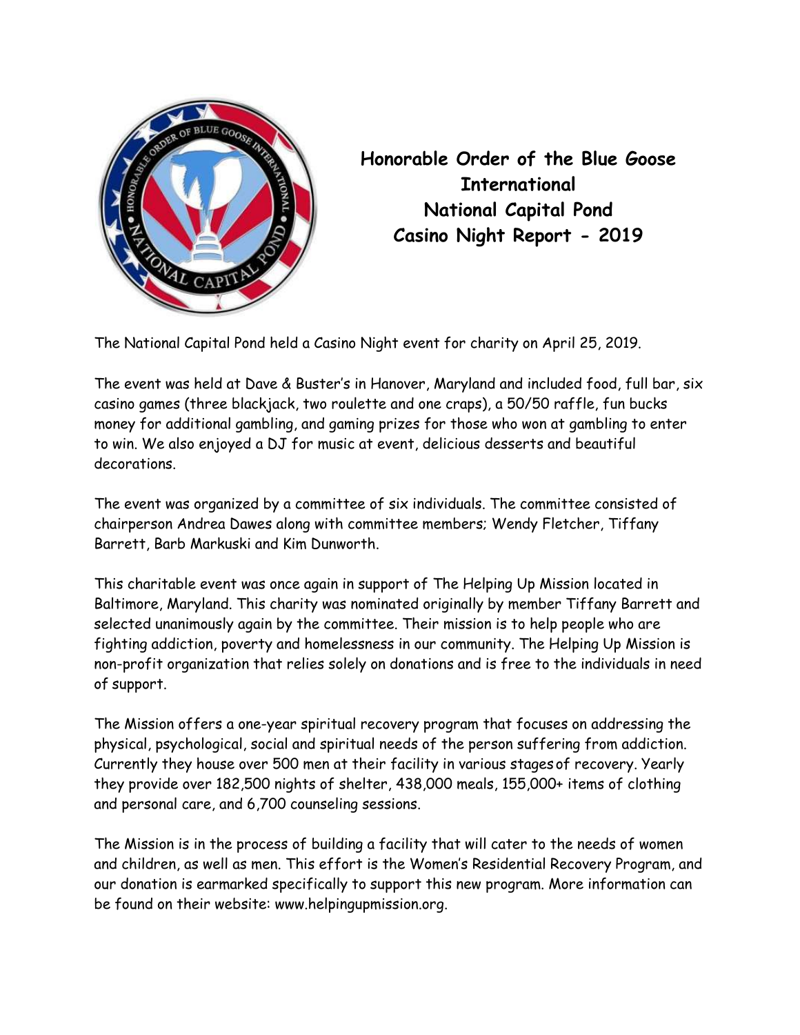# Honorable Order of the Blue Goose International
# National Capital Pond
# Casino Night Report - 2019

The National Capital Pond held a Casino Night event for charity on April 25, 2019.

The event was held at Dave & Buster's in Hanover, Maryland and included food, full bar, six casino games (three blackjack, two roulette and one craps), a 50/50 raffle, fun bucks money for additional gambling, and gaming prizes for those who won at gambling to enter to win. We also enjoyed a DJ for music at event, delicious desserts and beautiful decorations.

The event was organized by a committee of six individuals. The committee consisted of chairperson Andrea Dawes along with committee members; Wendy Fletcher, Tiffany Barrett, Barb Markuski and Kim Dunworth.

This charitable event was once again in support of The Helping Up Mission located in Baltimore, Maryland. This charity was nominated originally by member Tiffany Barrett and selected unanimously again by the committee. Their mission is to help people who are fighting addiction, poverty and homelessness in our community. The Helping Up Mission is non-profit organization that relies solely on donations and is free to the individuals in need of support.

The Mission offers a one-year spiritual recovery program that focuses on addressing the physical, psychological, social and spiritual needs of the person suffering from addiction. Currently they house over 500 men at their facility in various stages of recovery. Yearly they provide over 182,500 nights of shelter, 438,000 meals, 155,000+ items of clothing and personal care, and 6,700 counseling sessions.

The Mission is in the process of building a facility that will cater to the needs of women and children, as well as men. This effort is the Women's Residential Recovery Program, and our donation is earmarked specifically to support this new program. More information can be found on their website: www.helpingupmission.org.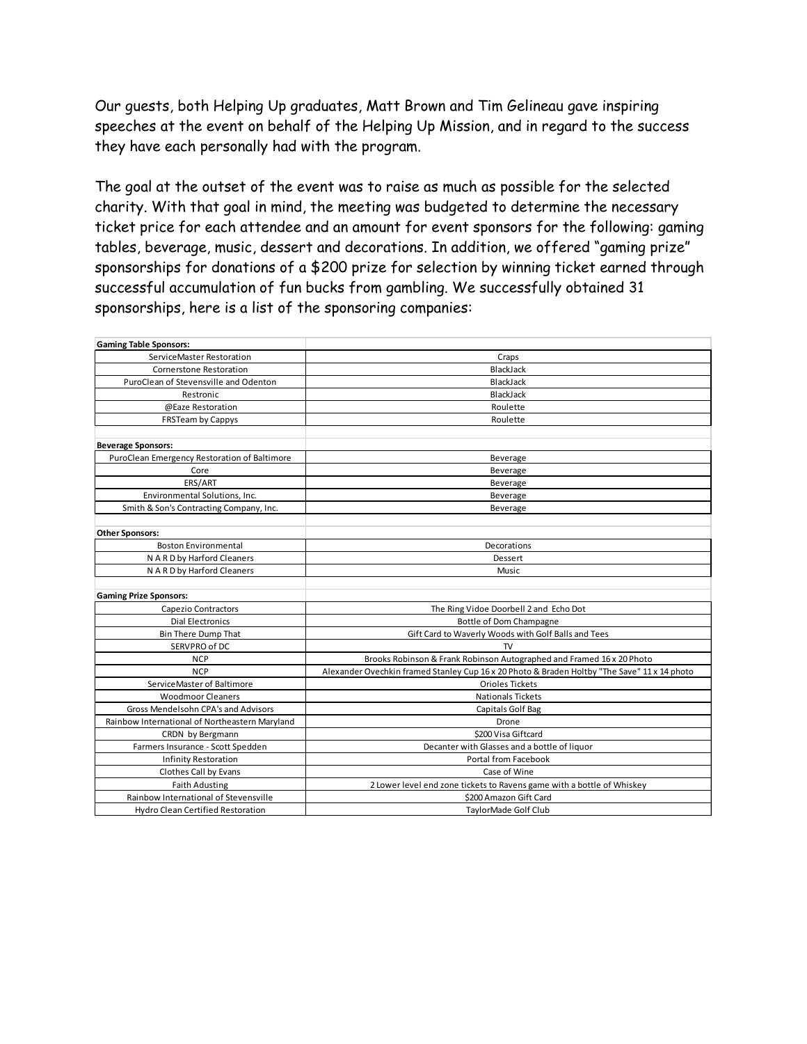Our guests, both Helping Up graduates, Matt Brown and Tim Gelineau gave inspiring speeches at the event on behalf of the Helping Up Mission, and in regard to the success they have each personally had with the program.

The goal at the outset of the event was to raise as much as possible for the selected charity. With that goal in mind, the meeting was budgeted to determine the necessary ticket price for each attendee and an amount for event sponsors for the following: gaming tables, beverage, music, dessert and decorations. In addition, we offered "gaming prize" sponsorships for donations of a $200 prize for selection by winning ticket earned through successful accumulation of fun bucks from gambling. We successfully obtained 31 sponsorships, here is a list of the sponsoring companies:

| **Gaming Table Sponsors:** | |
|---|---|
| ServiceMaster Restoration | Craps |
| Cornerstone Restoration | BlackJack |
| PuroClean of Stevensville and Odenton | BlackJack |
| Restronic | BlackJack |
| @Eaze Restoration | Roulette |
| FRSTeam by Cappys | Roulette |
| | |
| **Beverage Sponsors:** | |
| PuroClean Emergency Restoration of Baltimore | Beverage |
| Core | Beverage |
| ERS/ART | Beverage |
| Environmental Solutions, Inc. | Beverage |
| Smith & Son's Contracting Company, Inc. | Beverage |
| | |
| **Other Sponsors:** | |
| Boston Environmental | Decorations |
| N A R D by Harford Cleaners | Dessert |
| N A R D by Harford Cleaners | Music |
| | |
| **Gaming Prize Sponsors:** | |
| Capezio Contractors | The Ring Vidoe Doorbell 2 and Echo Dot |
| Dial Electronics | Bottle of Dom Champagne |
| Bin There Dump That | Gift Card to Waverly Woods with Golf Balls and Tees |
| SERVPRO of DC | TV |
| NCP | Brooks Robinson & Frank Robinson Autographed and Framed 16 x 20 Photo |
| NCP | Alexander Ovechkin framed Stanley Cup 16 x 20 Photo & Braden Holtby "The Save" 11 x 14 photo |
| ServiceMaster of Baltimore | Orioles Tickets |
| Woodmoor Cleaners | Nationals Tickets |
| Gross Mendelsohn CPA's and Advisors | Capitals Golf Bag |
| Rainbow International of Northeastern Maryland | Drone |
| CRDN by Bergmann | $200 Visa Giftcard |
| Farmers Insurance - Scott Spedden | Decanter with Glasses and a bottle of liquor |
| Infinity Restoration | Portal from Facebook |
| Clothes Call by Evans | Case of Wine |
| Faith Adusting | 2 Lower level end zone tickets to Ravens game with a bottle of Whiskey |
| Rainbow International of Stevensville | $200 Amazon Gift Card |
| Hydro Clean Certified Restoration | TaylorMade Golf Club |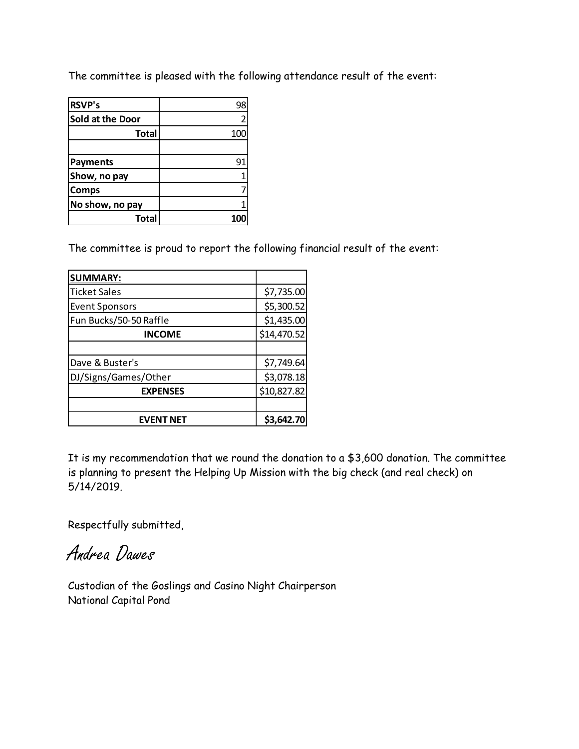The committee is pleased with the following attendance result of the event:

| | |
|---|---|
| **RSVP's** | 98 |
| **Sold at the Door** | 2 |
| **Total** | 100 |
| | |
| **Payments** | 91 |
| **Show, no pay** | 1 |
| **Comps** | 7 |
| **No show, no pay** | 1 |
| **Total** | **100** |

The committee is proud to report the following financial result of the event:

| | |
|---|---|
| **SUMMARY:** | |
| Ticket Sales | $7,735.00 |
| Event Sponsors | $5,300.52 |
| Fun Bucks/50-50 Raffle | $1,435.00 |
| **INCOME** | $14,470.52 |
| | |
| Dave & Buster's | $7,749.64 |
| DJ/Signs/Games/Other | $3,078.18 |
| **EXPENSES** | $10,827.82 |
| | |
| **EVENT NET** | **$3,642.70** |

It is my recommendation that we round the donation to a $3,600 donation. The committee is planning to present the Helping Up Mission with the big check (and real check) on 5/14/2019.

Respectfully submitted,

*Andrea Dawes*

Custodian of the Goslings and Casino Night Chairperson
National Capital Pond